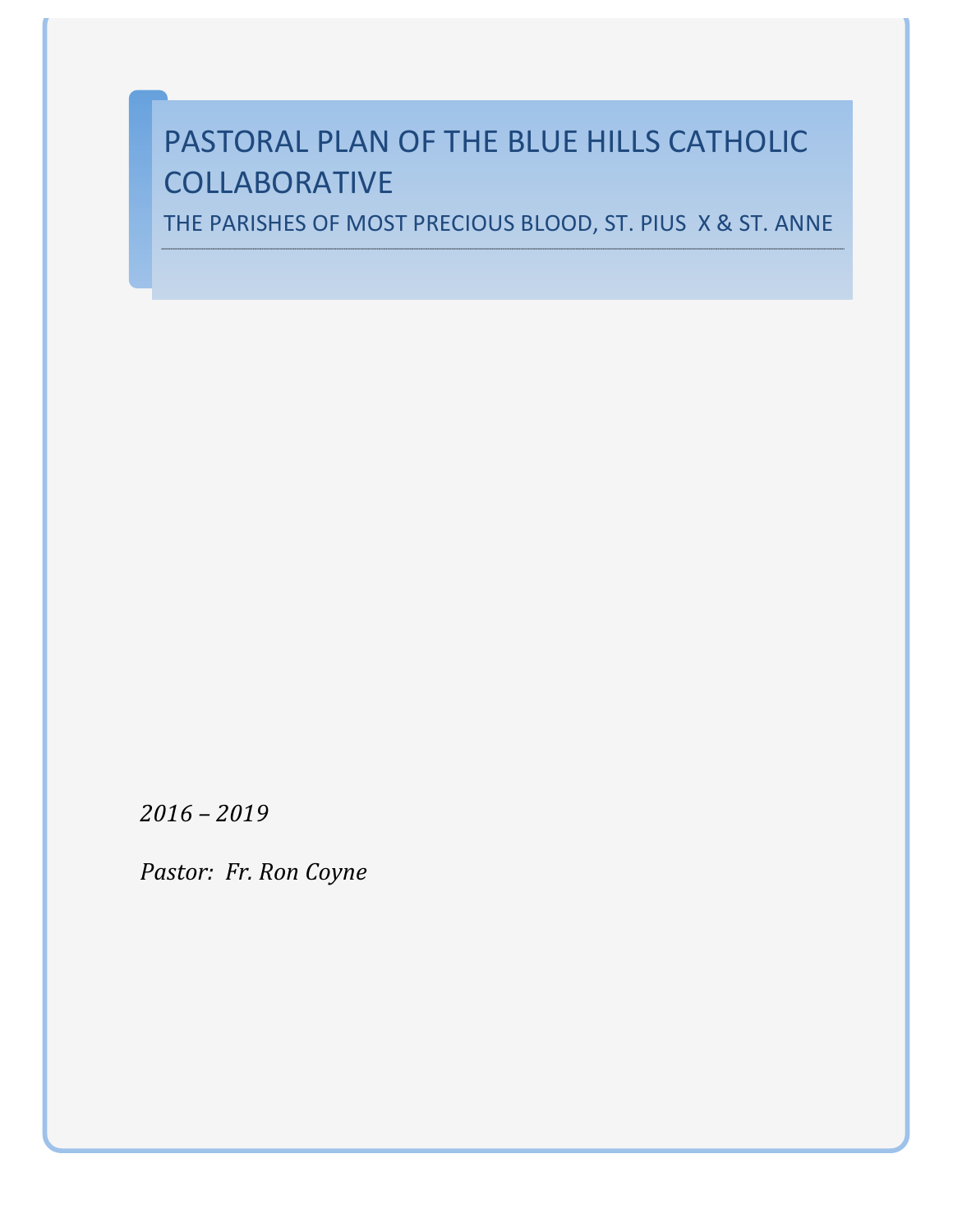# PASTORAL PLAN OF THE BLUE HILLS CATHOLIC COLLABORATIVE

## THE PARISHES OF MOST PRECIOUS BLOOD, ST. PIUS X & ST. ANNE

*2016 – 2019*

*Pastor: Fr. Ron Coyne*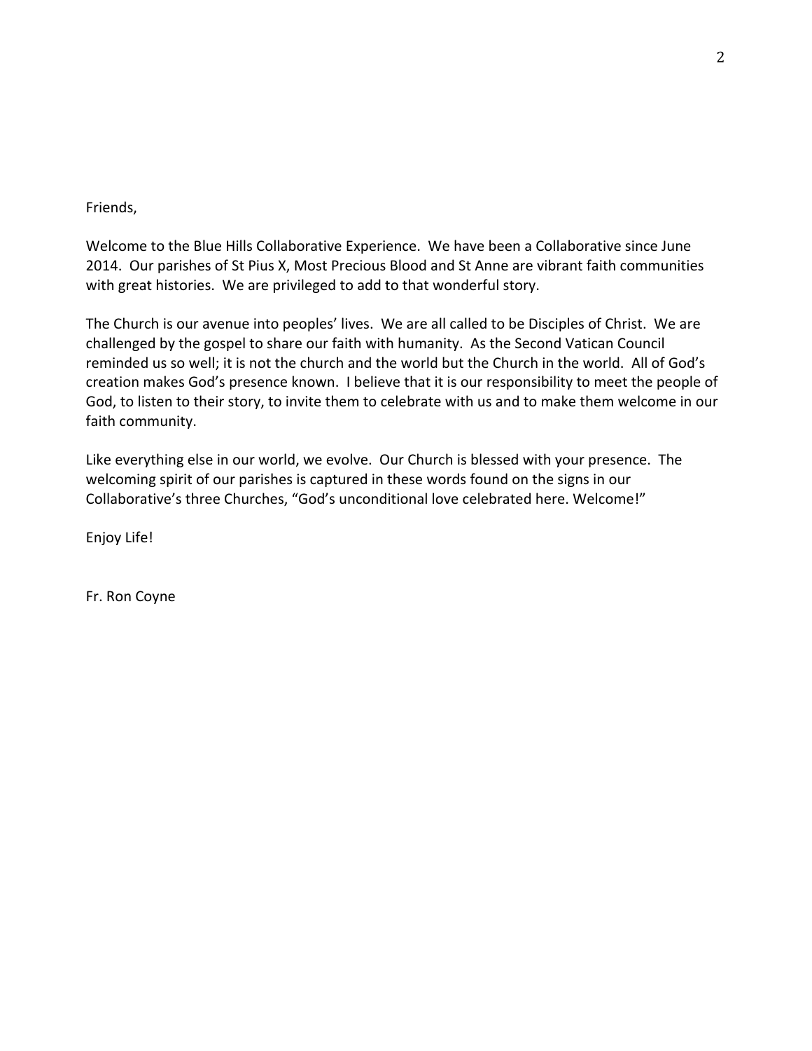Friends,

Welcome to the Blue Hills Collaborative Experience. We have been a Collaborative since June 2014. Our parishes of St Pius X, Most Precious Blood and St Anne are vibrant faith communities with great histories. We are privileged to add to that wonderful story.

The Church is our avenue into peoples' lives. We are all called to be Disciples of Christ. We are challenged by the gospel to share our faith with humanity. As the Second Vatican Council reminded us so well; it is not the church and the world but the Church in the world. All of God's creation makes God's presence known. I believe that it is our responsibility to meet the people of God, to listen to their story, to invite them to celebrate with us and to make them welcome in our faith community.

Like everything else in our world, we evolve. Our Church is blessed with your presence. The welcoming spirit of our parishes is captured in these words found on the signs in our Collaborative's three Churches, "God's unconditional love celebrated here. Welcome!"

Enjoy Life!

Fr. Ron Coyne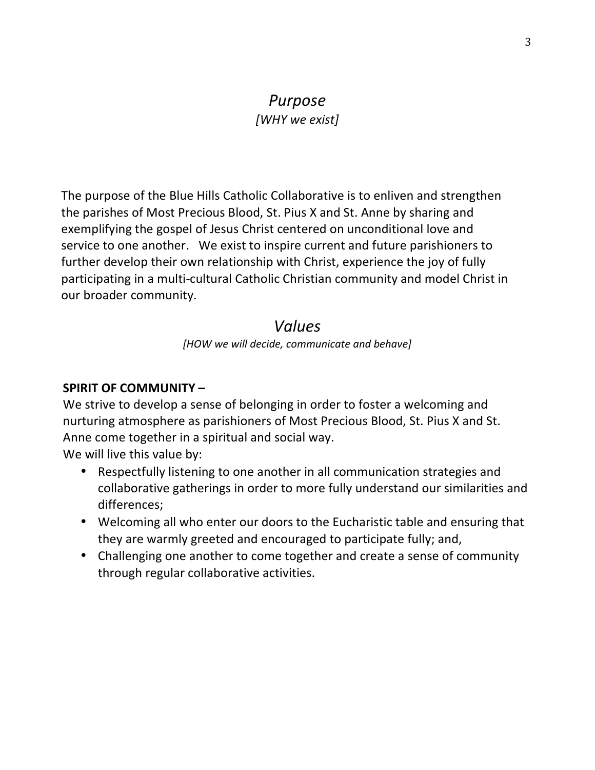## *Purpose*

*[WHY we exist]*

The purpose of the Blue Hills Catholic Collaborative is to enliven and strengthen the parishes of Most Precious Blood, St. Pius X and St. Anne by sharing and exemplifying the gospel of Jesus Christ centered on unconditional love and service to one another. We exist to inspire current and future parishioners to further develop their own relationship with Christ, experience the joy of fully participating in a multi-cultural Catholic Christian community and model Christ in our broader community.

## *Values*

*[HOW we will decide, communicate and behave]*

**SPIRIT OF COMMUNITY –**

We strive to develop a sense of belonging in order to foster a welcoming and nurturing atmosphere as parishioners of Most Precious Blood, St. Pius X and St. Anne come together in a spiritual and social way.

We will live this value by:

- Respectfully listening to one another in all communication strategies and collaborative gatherings in order to more fully understand our similarities and differences;
- Welcoming all who enter our doors to the Eucharistic table and ensuring that they are warmly greeted and encouraged to participate fully; and,
- Challenging one another to come together and create a sense of community through regular collaborative activities.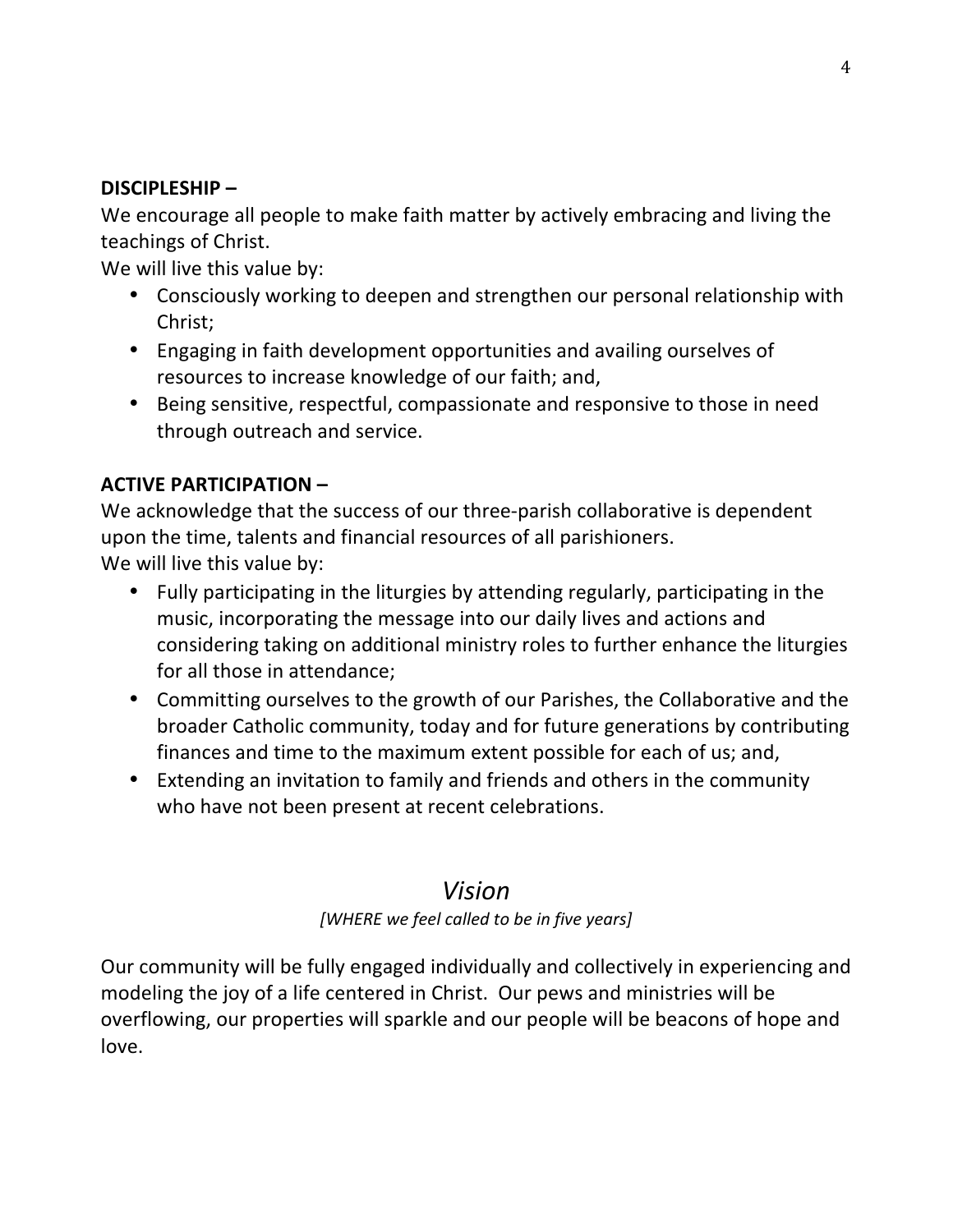**DISCIPLESHIP –**

We encourage all people to make faith matter by actively embracing and living the teachings of Christ.

We will live this value by:

- Consciously working to deepen and strengthen our personal relationship with Christ;
- Engaging in faith development opportunities and availing ourselves of resources to increase knowledge of our faith; and,
- Being sensitive, respectful, compassionate and responsive to those in need through outreach and service.

**ACTIVE PARTICIPATION –**

We acknowledge that the success of our three-parish collaborative is dependent upon the time, talents and financial resources of all parishioners.

We will live this value by:

- Fully participating in the liturgies by attending regularly, participating in the music, incorporating the message into our daily lives and actions and considering taking on additional ministry roles to further enhance the liturgies for all those in attendance;
- Committing ourselves to the growth of our Parishes, the Collaborative and the broader Catholic community, today and for future generations by contributing finances and time to the maximum extent possible for each of us; and,
- Extending an invitation to family and friends and others in the community who have not been present at recent celebrations.

## *Vision*

*[WHERE we feel called to be in five years]*

Our community will be fully engaged individually and collectively in experiencing and modeling the joy of a life centered in Christ. Our pews and ministries will be overflowing, our properties will sparkle and our people will be beacons of hope and love.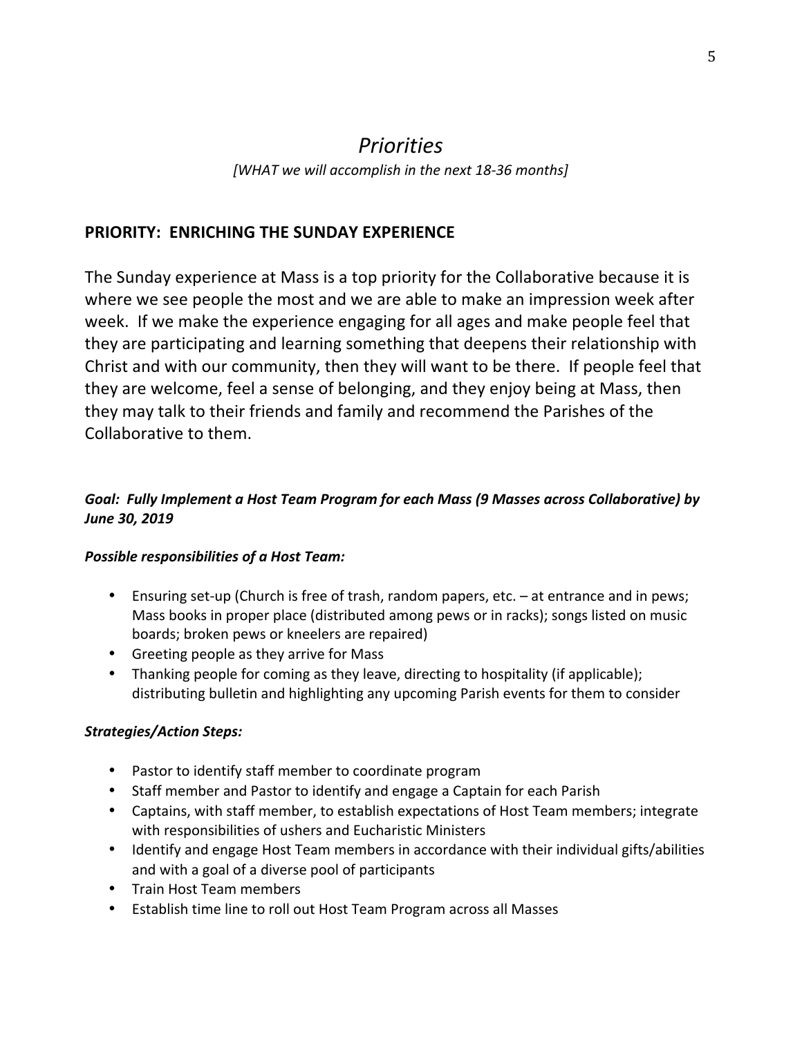# *Priorities*

*[WHAT we will accomplish in the next 18-36 months]*

## PRIORITY: ENRICHING THE SUNDAY EXPERIENCE

The Sunday experience at Mass is a top priority for the Collaborative because it is where we see people the most and we are able to make an impression week after week. If we make the experience engaging for all ages and make people feel that they are participating and learning something that deepens their relationship with Christ and with our community, then they will want to be there. If people feel that they are welcome, feel a sense of belonging, and they enjoy being at Mass, then they may talk to their friends and family and recommend the Parishes of the Collaborative to them.

***Goal: Fully Implement a Host Team Program for each Mass (9 Masses across Collaborative) by June 30, 2019***

***Possible responsibilities of a Host Team:***

- Ensuring set-up (Church is free of trash, random papers, etc. – at entrance and in pews; Mass books in proper place (distributed among pews or in racks); songs listed on music boards; broken pews or kneelers are repaired)
- Greeting people as they arrive for Mass
- Thanking people for coming as they leave, directing to hospitality (if applicable); distributing bulletin and highlighting any upcoming Parish events for them to consider

***Strategies/Action Steps:***

- Pastor to identify staff member to coordinate program
- Staff member and Pastor to identify and engage a Captain for each Parish
- Captains, with staff member, to establish expectations of Host Team members; integrate with responsibilities of ushers and Eucharistic Ministers
- Identify and engage Host Team members in accordance with their individual gifts/abilities and with a goal of a diverse pool of participants
- Train Host Team members
- Establish time line to roll out Host Team Program across all Masses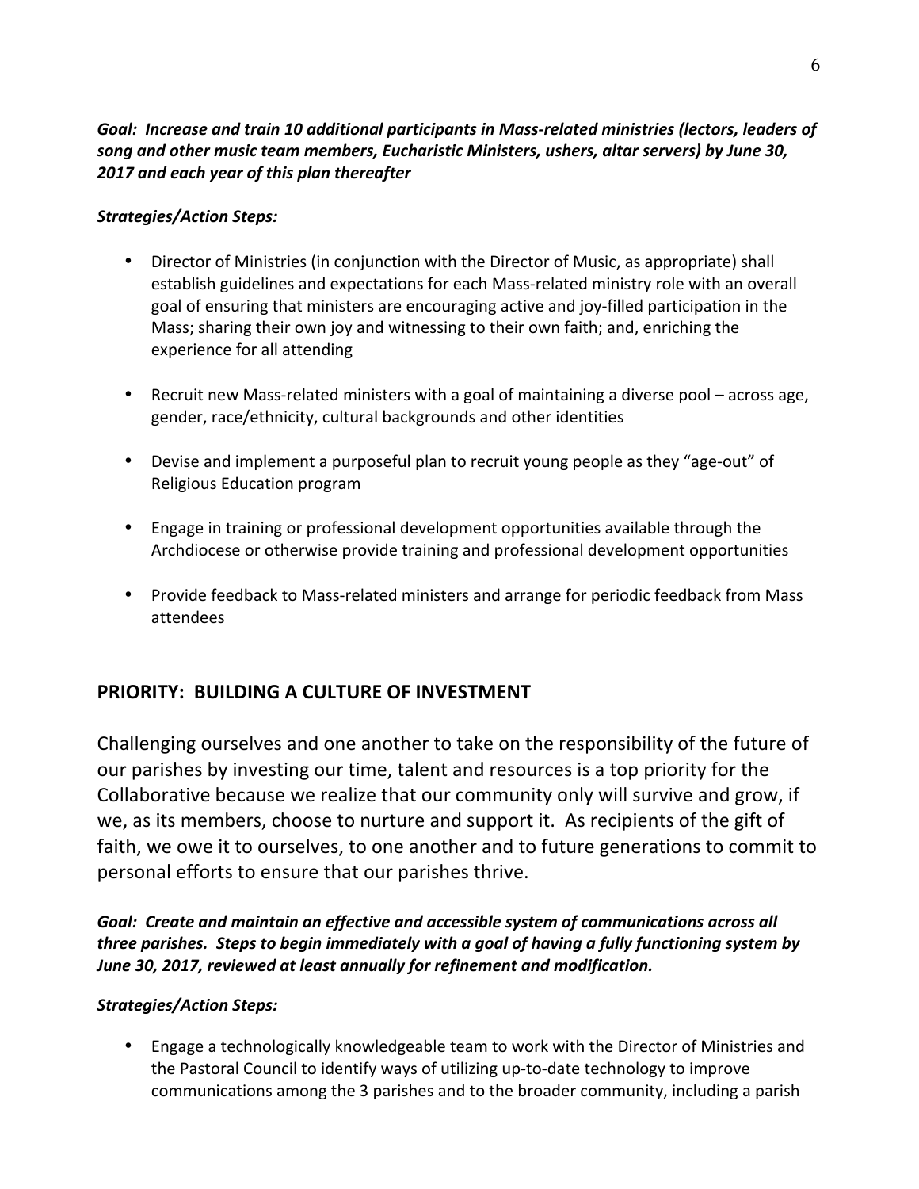***Goal: Increase and train 10 additional participants in Mass-related ministries (lectors, leaders of song and other music team members, Eucharistic Ministers, ushers, altar servers) by June 30, 2017 and each year of this plan thereafter***

***Strategies/Action Steps:***

- Director of Ministries (in conjunction with the Director of Music, as appropriate) shall establish guidelines and expectations for each Mass-related ministry role with an overall goal of ensuring that ministers are encouraging active and joy-filled participation in the Mass; sharing their own joy and witnessing to their own faith; and, enriching the experience for all attending

- Recruit new Mass-related ministers with a goal of maintaining a diverse pool – across age, gender, race/ethnicity, cultural backgrounds and other identities

- Devise and implement a purposeful plan to recruit young people as they "age-out" of Religious Education program

- Engage in training or professional development opportunities available through the Archdiocese or otherwise provide training and professional development opportunities

- Provide feedback to Mass-related ministers and arrange for periodic feedback from Mass attendees

## PRIORITY: BUILDING A CULTURE OF INVESTMENT

Challenging ourselves and one another to take on the responsibility of the future of our parishes by investing our time, talent and resources is a top priority for the Collaborative because we realize that our community only will survive and grow, if we, as its members, choose to nurture and support it. As recipients of the gift of faith, we owe it to ourselves, to one another and to future generations to commit to personal efforts to ensure that our parishes thrive.

***Goal: Create and maintain an effective and accessible system of communications across all three parishes. Steps to begin immediately with a goal of having a fully functioning system by June 30, 2017, reviewed at least annually for refinement and modification.***

***Strategies/Action Steps:***

- Engage a technologically knowledgeable team to work with the Director of Ministries and the Pastoral Council to identify ways of utilizing up-to-date technology to improve communications among the 3 parishes and to the broader community, including a parish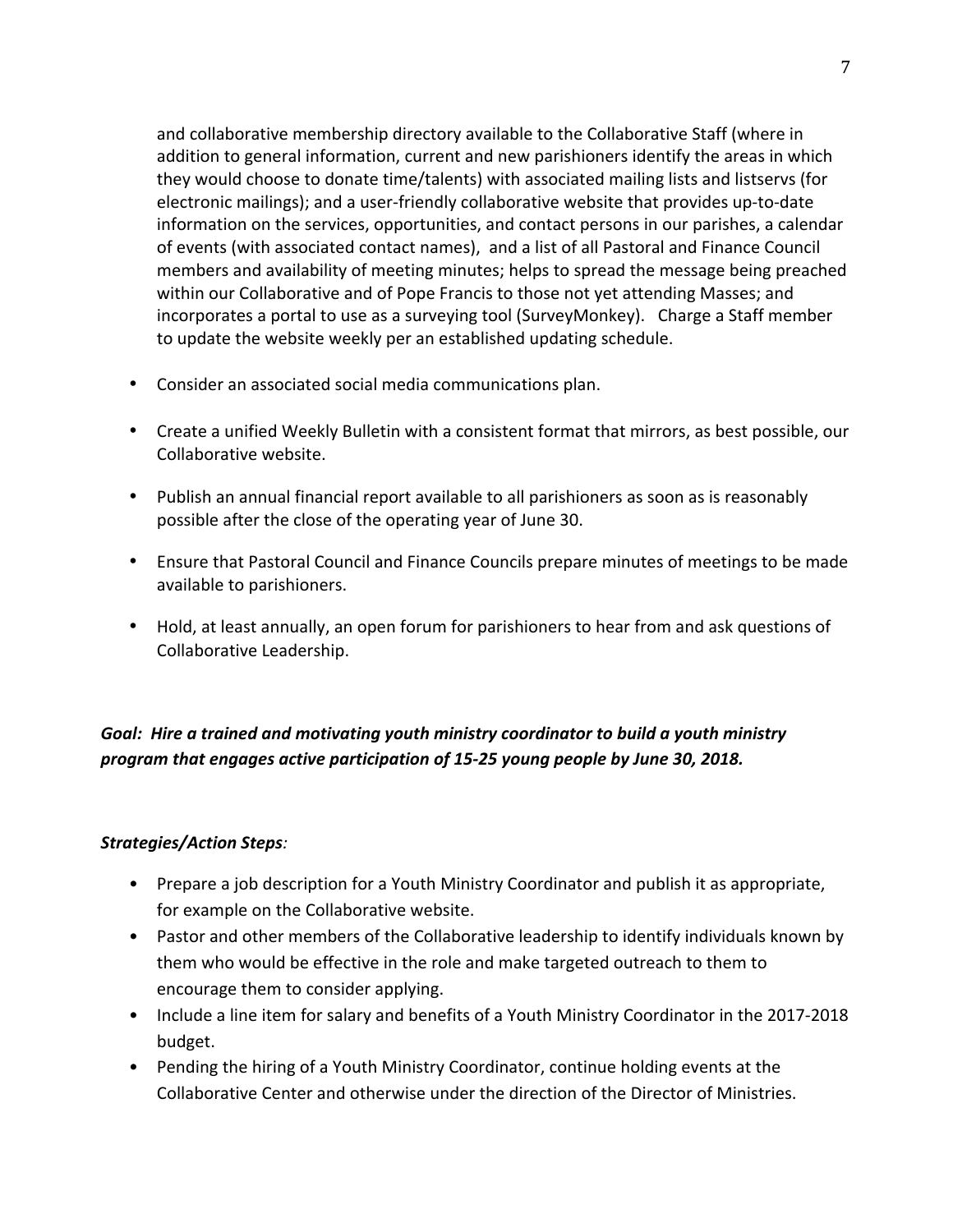and collaborative membership directory available to the Collaborative Staff (where in addition to general information, current and new parishioners identify the areas in which they would choose to donate time/talents) with associated mailing lists and listservs (for electronic mailings); and a user-friendly collaborative website that provides up-to-date information on the services, opportunities, and contact persons in our parishes, a calendar of events (with associated contact names), and a list of all Pastoral and Finance Council members and availability of meeting minutes; helps to spread the message being preached within our Collaborative and of Pope Francis to those not yet attending Masses; and incorporates a portal to use as a surveying tool (SurveyMonkey). Charge a Staff member to update the website weekly per an established updating schedule.

- Consider an associated social media communications plan.
- Create a unified Weekly Bulletin with a consistent format that mirrors, as best possible, our Collaborative website.
- Publish an annual financial report available to all parishioners as soon as is reasonably possible after the close of the operating year of June 30.
- Ensure that Pastoral Council and Finance Councils prepare minutes of meetings to be made available to parishioners.
- Hold, at least annually, an open forum for parishioners to hear from and ask questions of Collaborative Leadership.

***Goal: Hire a trained and motivating youth ministry coordinator to build a youth ministry program that engages active participation of 15-25 young people by June 30, 2018.***

***Strategies/Action Steps:***

- Prepare a job description for a Youth Ministry Coordinator and publish it as appropriate, for example on the Collaborative website.
- Pastor and other members of the Collaborative leadership to identify individuals known by them who would be effective in the role and make targeted outreach to them to encourage them to consider applying.
- Include a line item for salary and benefits of a Youth Ministry Coordinator in the 2017-2018 budget.
- Pending the hiring of a Youth Ministry Coordinator, continue holding events at the Collaborative Center and otherwise under the direction of the Director of Ministries.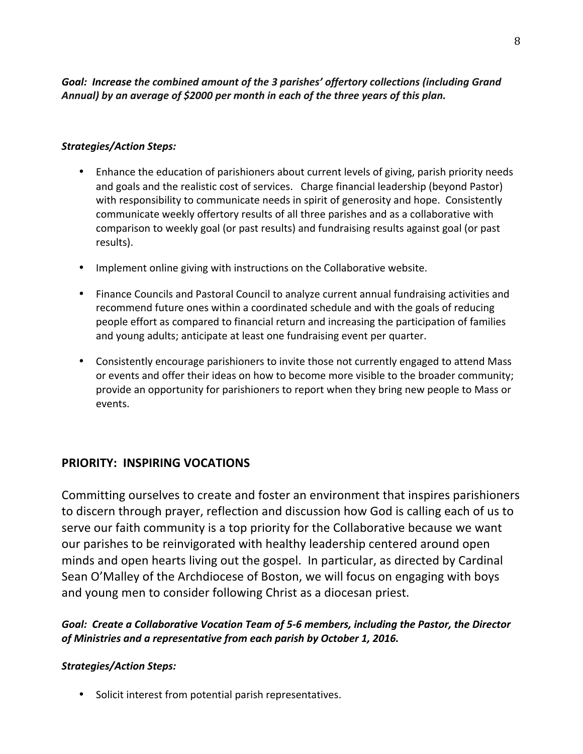***Goal: Increase the combined amount of the 3 parishes' offertory collections (including Grand Annual) by an average of $2000 per month in each of the three years of this plan.***

***Strategies/Action Steps:***

- Enhance the education of parishioners about current levels of giving, parish priority needs and goals and the realistic cost of services. Charge financial leadership (beyond Pastor) with responsibility to communicate needs in spirit of generosity and hope. Consistently communicate weekly offertory results of all three parishes and as a collaborative with comparison to weekly goal (or past results) and fundraising results against goal (or past results).
- Implement online giving with instructions on the Collaborative website.
- Finance Councils and Pastoral Council to analyze current annual fundraising activities and recommend future ones within a coordinated schedule and with the goals of reducing people effort as compared to financial return and increasing the participation of families and young adults; anticipate at least one fundraising event per quarter.
- Consistently encourage parishioners to invite those not currently engaged to attend Mass or events and offer their ideas on how to become more visible to the broader community; provide an opportunity for parishioners to report when they bring new people to Mass or events.

## PRIORITY: INSPIRING VOCATIONS

Committing ourselves to create and foster an environment that inspires parishioners to discern through prayer, reflection and discussion how God is calling each of us to serve our faith community is a top priority for the Collaborative because we want our parishes to be reinvigorated with healthy leadership centered around open minds and open hearts living out the gospel. In particular, as directed by Cardinal Sean O'Malley of the Archdiocese of Boston, we will focus on engaging with boys and young men to consider following Christ as a diocesan priest.

***Goal: Create a Collaborative Vocation Team of 5-6 members, including the Pastor, the Director of Ministries and a representative from each parish by October 1, 2016.***

***Strategies/Action Steps:***

- Solicit interest from potential parish representatives.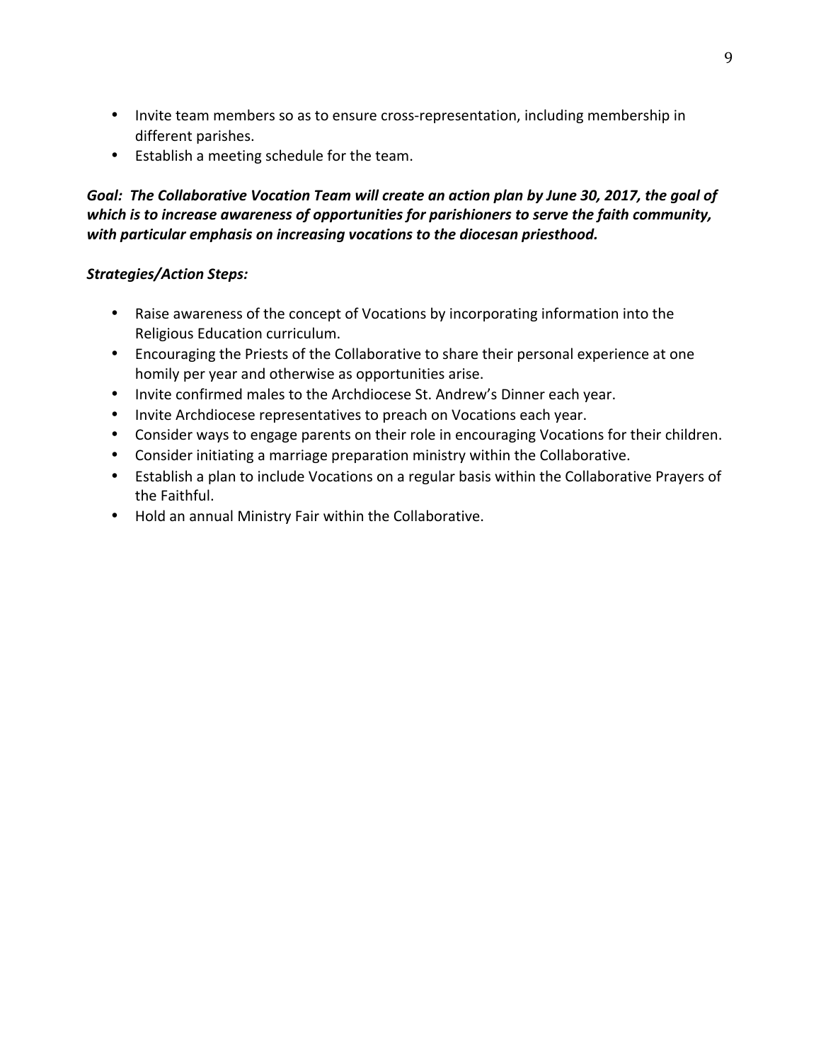- Invite team members so as to ensure cross-representation, including membership in different parishes.
- Establish a meeting schedule for the team.

***Goal: The Collaborative Vocation Team will create an action plan by June 30, 2017, the goal of which is to increase awareness of opportunities for parishioners to serve the faith community, with particular emphasis on increasing vocations to the diocesan priesthood.***

***Strategies/Action Steps:***

- Raise awareness of the concept of Vocations by incorporating information into the Religious Education curriculum.
- Encouraging the Priests of the Collaborative to share their personal experience at one homily per year and otherwise as opportunities arise.
- Invite confirmed males to the Archdiocese St. Andrew's Dinner each year.
- Invite Archdiocese representatives to preach on Vocations each year.
- Consider ways to engage parents on their role in encouraging Vocations for their children.
- Consider initiating a marriage preparation ministry within the Collaborative.
- Establish a plan to include Vocations on a regular basis within the Collaborative Prayers of the Faithful.
- Hold an annual Ministry Fair within the Collaborative.